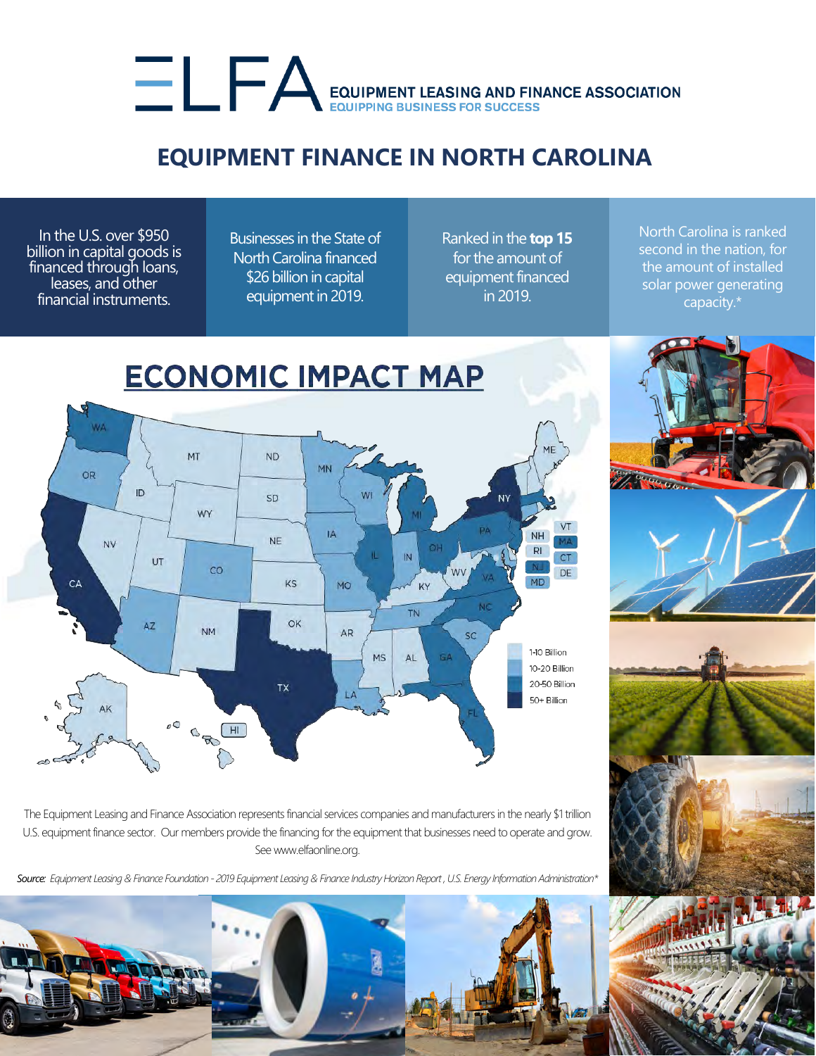# EQUIPMENT LEASING AND FINANCE ASSOCIATION

EQUIPPING BUSINESS FOR SUCCESS

## EQUIPMENT FINANCE IN NORTH CAROLINA

In the U.S. over $950 billion in capital goods is financed through loans, leases, and other financial instruments.

Businesses in the State of North Carolina financed $26 billion in capital equipment in 2019.

Ranked in the **top 15** for the amount of equipment financed in 2019.

North Carolina is ranked second in the nation, for the amount of installed solar power generating capacity.*

## ECONOMIC IMPACT MAP

- 1-10 Billion
- 10-20 Billion
- 20-50 Billion
- 50+ Billion

The Equipment Leasing and Finance Association represents financial services companies and manufacturers in the nearly $1 trillion U.S. equipment finance sector. Our members provide the financing for the equipment that businesses need to operate and grow. See www.elfaonline.org.

*Source: Equipment Leasing & Finance Foundation - 2019 Equipment Leasing & Finance Industry Horizon Report , U.S. Energy Information Administration**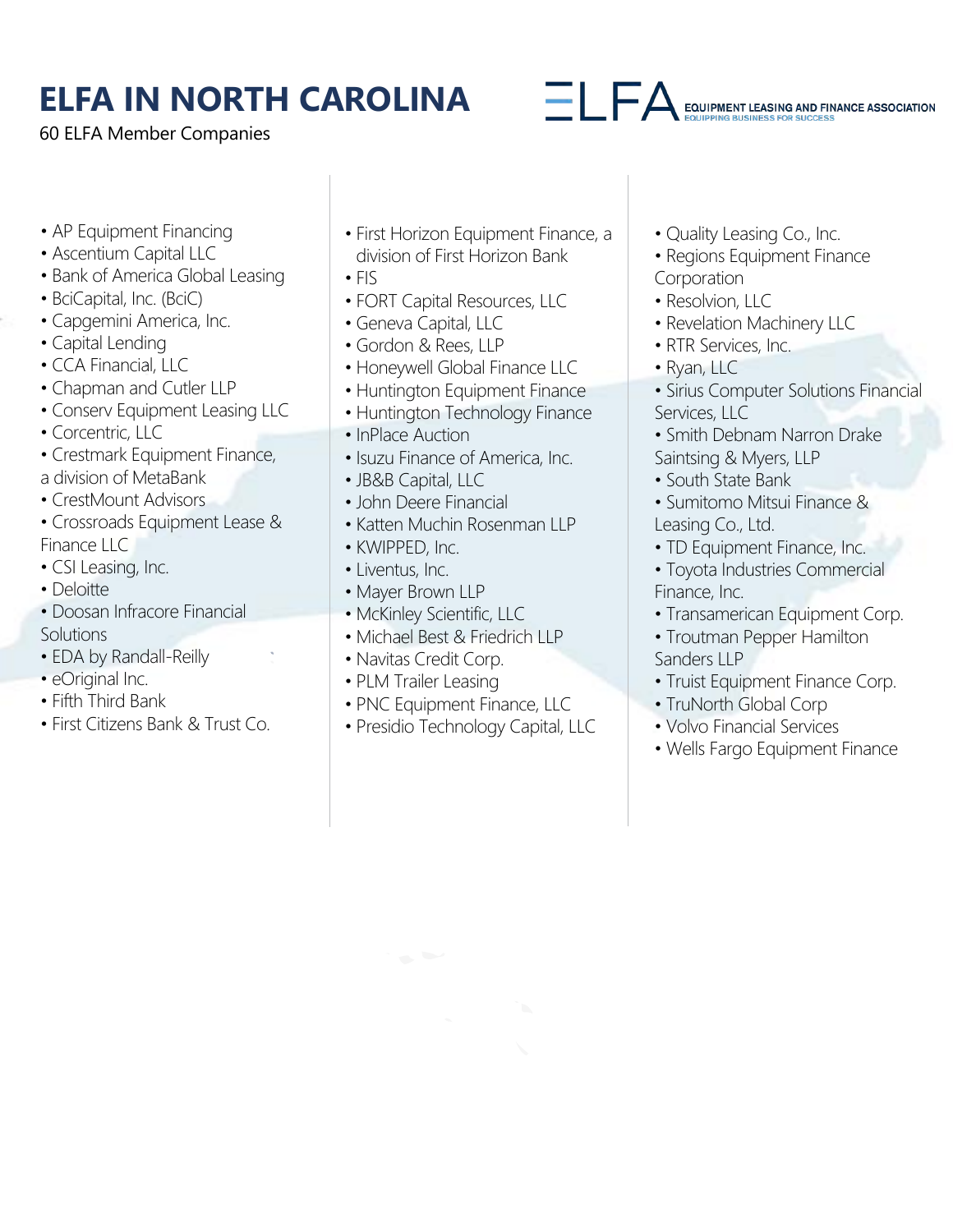# ELFA IN NORTH CAROLINA

60 ELFA Member Companies

ELFA EQUIPMENT LEASING AND FINANCE ASSOCIATION
EQUIPPING BUSINESS FOR SUCCESS

- AP Equipment Financing
- Ascentium Capital LLC
- Bank of America Global Leasing
- BciCapital, Inc. (BciC)
- Capgemini America, Inc.
- Capital Lending
- CCA Financial, LLC
- Chapman and Cutler LLP
- Conserv Equipment Leasing LLC
- Corcentric, LLC
- Crestmark Equipment Finance, a division of MetaBank
- CrestMount Advisors
- Crossroads Equipment Lease & Finance LLC
- CSI Leasing, Inc.
- Deloitte
- Doosan Infracore Financial Solutions
- EDA by Randall-Reilly
- eOriginal Inc.
- Fifth Third Bank
- First Citizens Bank & Trust Co.
- First Horizon Equipment Finance, a division of First Horizon Bank
- FIS
- FORT Capital Resources, LLC
- Geneva Capital, LLC
- Gordon & Rees, LLP
- Honeywell Global Finance LLC
- Huntington Equipment Finance
- Huntington Technology Finance
- InPlace Auction
- Isuzu Finance of America, Inc.
- JB&B Capital, LLC
- John Deere Financial
- Katten Muchin Rosenman LLP
- KWIPPED, Inc.
- Liventus, Inc.
- Mayer Brown LLP
- McKinley Scientific, LLC
- Michael Best & Friedrich LLP
- Navitas Credit Corp.
- PLM Trailer Leasing
- PNC Equipment Finance, LLC
- Presidio Technology Capital, LLC
- Quality Leasing Co., Inc.
- Regions Equipment Finance Corporation
- Resolvion, LLC
- Revelation Machinery LLC
- RTR Services, Inc.
- Ryan, LLC
- Sirius Computer Solutions Financial Services, LLC
- Smith Debnam Narron Drake Saintsing & Myers, LLP
- South State Bank
- Sumitomo Mitsui Finance & Leasing Co., Ltd.
- TD Equipment Finance, Inc.
- Toyota Industries Commercial Finance, Inc.
- Transamerican Equipment Corp.
- Troutman Pepper Hamilton Sanders LLP
- Truist Equipment Finance Corp.
- TruNorth Global Corp
- Volvo Financial Services
- Wells Fargo Equipment Finance